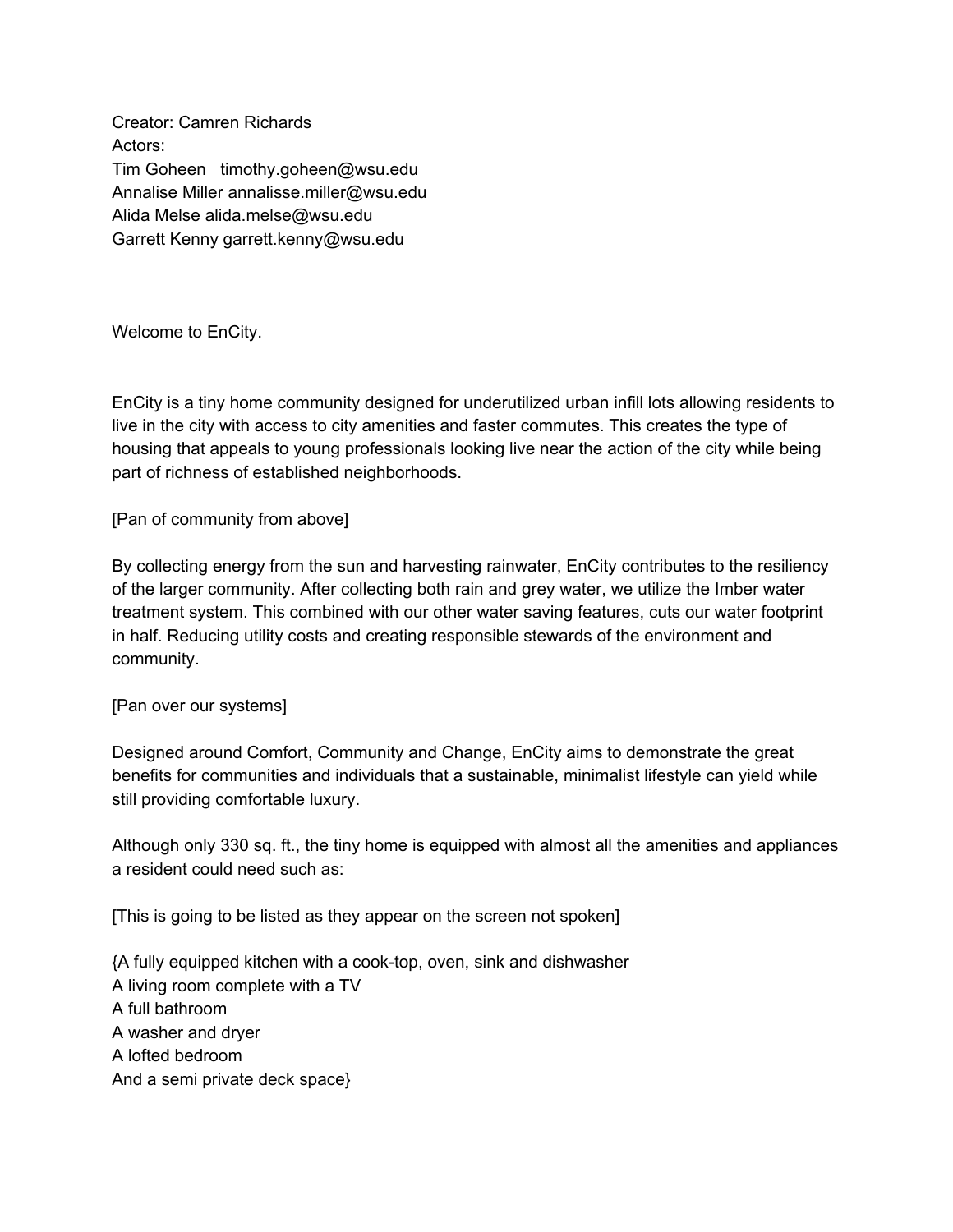Creator: Camren Richards
Actors:
Tim Goheen   timothy.goheen@wsu.edu
Annalise Miller annalisse.miller@wsu.edu
Alida Melse alida.melse@wsu.edu
Garrett Kenny garrett.kenny@wsu.edu

Welcome to EnCity.

EnCity is a tiny home community designed for underutilized urban infill lots allowing residents to live in the city with access to city amenities and faster commutes. This creates the type of housing that appeals to young professionals looking live near the action of the city while being part of richness of established neighborhoods.

[Pan of community from above]

By collecting energy from the sun and harvesting rainwater, EnCity contributes to the resiliency of the larger community. After collecting both rain and grey water, we utilize the Imber water treatment system. This combined with our other water saving features, cuts our water footprint in half. Reducing utility costs and creating responsible stewards of the environment and community.

[Pan over our systems]

Designed around Comfort, Community and Change, EnCity aims to demonstrate the great benefits for communities and individuals that a sustainable, minimalist lifestyle can yield while still providing comfortable luxury.

Although only 330 sq. ft., the tiny home is equipped with almost all the amenities and appliances a resident could need such as:

[This is going to be listed as they appear on the screen not spoken]

{A fully equipped kitchen with a cook-top, oven, sink and dishwasher
A living room complete with a TV
A full bathroom
A washer and dryer
A lofted bedroom
And a semi private deck space}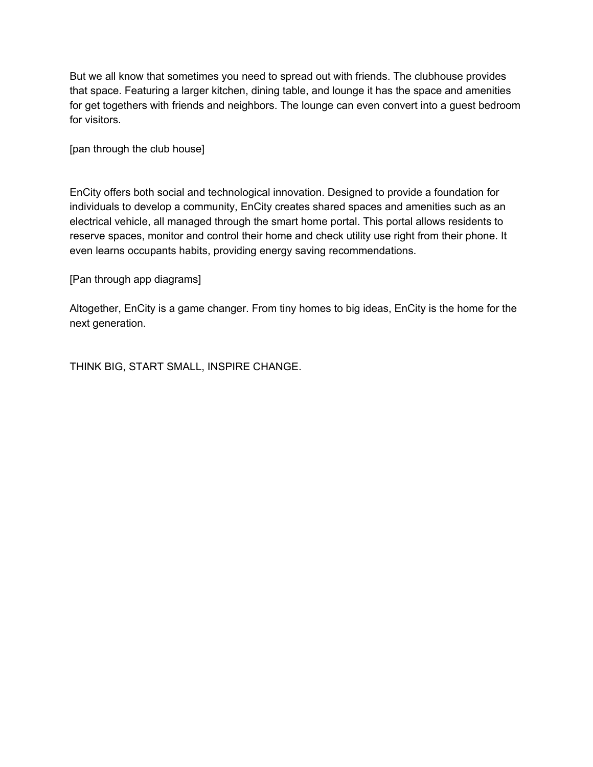But we all know that sometimes you need to spread out with friends. The clubhouse provides that space. Featuring a larger kitchen, dining table, and lounge it has the space and amenities for get togethers with friends and neighbors. The lounge can even convert into a guest bedroom for visitors.

[pan through the club house]

EnCity offers both social and technological innovation. Designed to provide a foundation for individuals to develop a community, EnCity creates shared spaces and amenities such as an electrical vehicle, all managed through the smart home portal. This portal allows residents to reserve spaces, monitor and control their home and check utility use right from their phone. It even learns occupants habits, providing energy saving recommendations.

[Pan through app diagrams]

Altogether, EnCity is a game changer. From tiny homes to big ideas, EnCity is the home for the next generation.

THINK BIG, START SMALL, INSPIRE CHANGE.